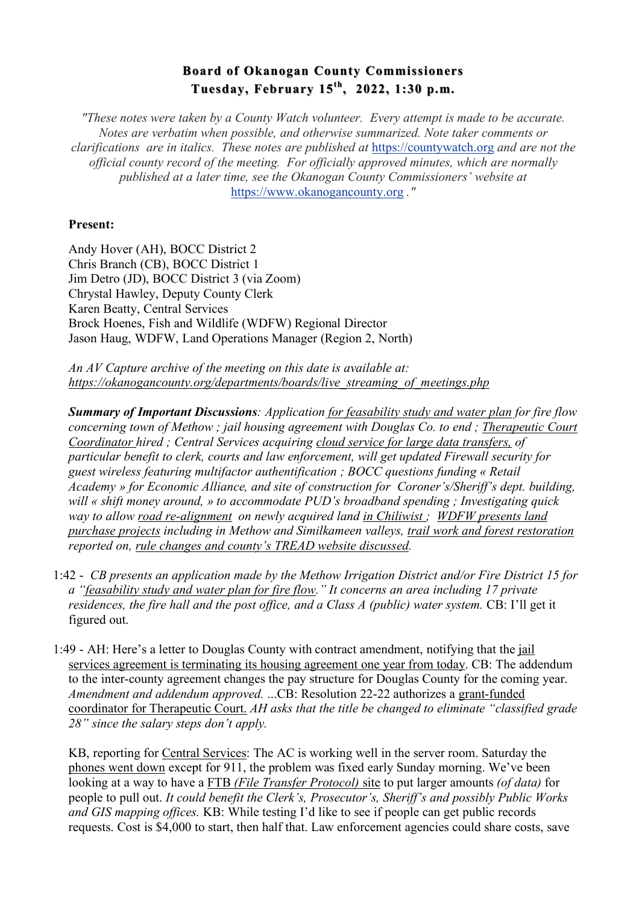# Board of Okanogan County Commissioners
## Tuesday, February 15th, 2022, 1:30 p.m.

*"These notes were taken by a County Watch volunteer. Every attempt is made to be accurate. Notes are verbatim when possible, and otherwise summarized. Note taker comments or clarifications are in italics. These notes are published at* https://countywatch.org *and are not the official county record of the meeting. For officially approved minutes, which are normally published at a later time, see the Okanogan County Commissioners' website at* https://www.okanogancounty.org *."*

**Present:**

Andy Hover (AH), BOCC District 2
Chris Branch (CB), BOCC District 1
Jim Detro (JD), BOCC District 3 (via Zoom)
Chrystal Hawley, Deputy County Clerk
Karen Beatty, Central Services
Brock Hoenes, Fish and Wildlife (WDFW) Regional Director
Jason Haug, WDFW, Land Operations Manager (Region 2, North)

*An AV Capture archive of the meeting on this date is available at: https://okanogancounty.org/departments/boards/live_streaming_of_meetings.php*

***Summary of Important Discussions**: Application for feasability study and water plan for fire flow concerning town of Methow ; jail housing agreement with Douglas Co. to end ; Therapeutic Court Coordinator hired ; Central Services acquiring cloud service for large data transfers, of particular benefit to clerk, courts and law enforcement, will get updated Firewall security for guest wireless featuring multifactor authentification ; BOCC questions funding « Retail Academy » for Economic Alliance, and site of construction for Coroner's/Sheriff's dept. building, will « shift money around, » to accommodate PUD's broadband spending ; Investigating quick way to allow road re-alignment on newly acquired land in Chiliwist ; WDFW presents land purchase projects including in Methow and Similkameen valleys, trail work and forest restoration reported on, rule changes and county's TREAD website discussed.*

1:42 - *CB presents an application made by the Methow Irrigation District and/or Fire District 15 for a "feasability study and water plan for fire flow." It concerns an area including 17 private residences, the fire hall and the post office, and a Class A (public) water system.* CB: I'll get it figured out.

1:49 - AH: Here's a letter to Douglas County with contract amendment, notifying that the jail services agreement is terminating its housing agreement one year from today. CB: The addendum to the inter-county agreement changes the pay structure for Douglas County for the coming year. *Amendment and addendum approved.* ...CB: Resolution 22-22 authorizes a grant-funded coordinator for Therapeutic Court. *AH asks that the title be changed to eliminate "classified grade 28" since the salary steps don't apply.*

KB, reporting for Central Services: The AC is working well in the server room. Saturday the phones went down except for 911, the problem was fixed early Sunday morning. We've been looking at a way to have a FTB *(File Transfer Protocol)* site to put larger amounts *(of data)* for people to pull out. *It could benefit the Clerk's, Prosecutor's, Sheriff's and possibly Public Works and GIS mapping offices.* KB: While testing I'd like to see if people can get public records requests. Cost is $4,000 to start, then half that. Law enforcement agencies could share costs, save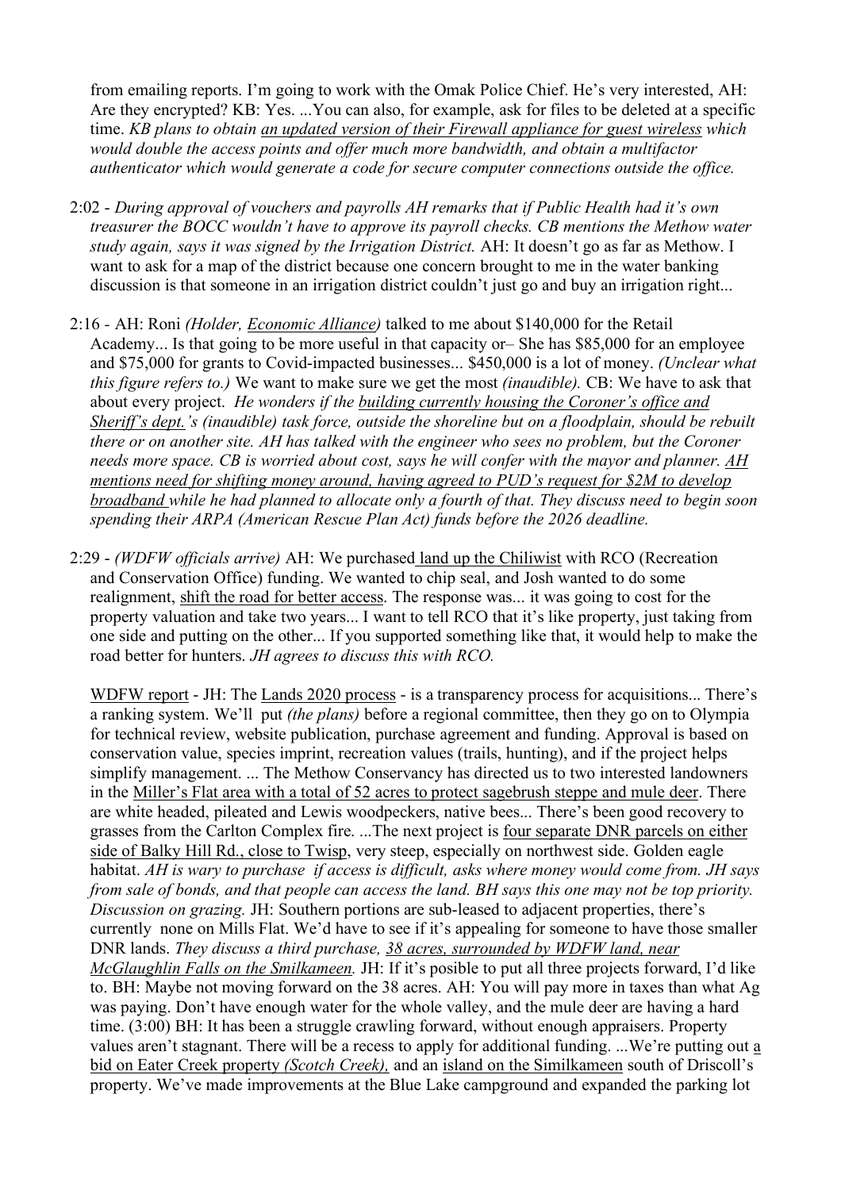from emailing reports. I'm going to work with the Omak Police Chief. He's very interested, AH: Are they encrypted? KB: Yes. ...You can also, for example, ask for files to be deleted at a specific time. *KB plans to obtain an updated version of their Firewall appliance for guest wireless which would double the access points and offer much more bandwidth, and obtain a multifactor authenticator which would generate a code for secure computer connections outside the office.*

2:02 - *During approval of vouchers and payrolls AH remarks that if Public Health had it's own treasurer the BOCC wouldn't have to approve its payroll checks. CB mentions the Methow water study again, says it was signed by the Irrigation District.* AH: It doesn't go as far as Methow. I want to ask for a map of the district because one concern brought to me in the water banking discussion is that someone in an irrigation district couldn't just go and buy an irrigation right...

2:16 - AH: Roni *(Holder, Economic Alliance)* talked to me about $140,000 for the Retail Academy... Is that going to be more useful in that capacity or– She has $85,000 for an employee and $75,000 for grants to Covid-impacted businesses... $450,000 is a lot of money. *(Unclear what this figure refers to.)* We want to make sure we get the most *(inaudible).* CB: We have to ask that about every project. *He wonders if the building currently housing the Coroner's office and Sheriff's dept.'s (inaudible) task force, outside the shoreline but on a floodplain, should be rebuilt there or on another site. AH has talked with the engineer who sees no problem, but the Coroner needs more space. CB is worried about cost, says he will confer with the mayor and planner. AH mentions need for shifting money around, having agreed to PUD's request for $2M to develop broadband while he had planned to allocate only a fourth of that. They discuss need to begin soon spending their ARPA (American Rescue Plan Act) funds before the 2026 deadline.*

2:29 - *(WDFW officials arrive)* AH: We purchased land up the Chiliwist with RCO (Recreation and Conservation Office) funding. We wanted to chip seal, and Josh wanted to do some realignment, shift the road for better access. The response was... it was going to cost for the property valuation and take two years... I want to tell RCO that it's like property, just taking from one side and putting on the other... If you supported something like that, it would help to make the road better for hunters. *JH agrees to discuss this with RCO.*

WDFW report - JH: The Lands 2020 process - is a transparency process for acquisitions... There's a ranking system. We'll put *(the plans)* before a regional committee, then they go on to Olympia for technical review, website publication, purchase agreement and funding. Approval is based on conservation value, species imprint, recreation values (trails, hunting), and if the project helps simplify management. ... The Methow Conservancy has directed us to two interested landowners in the Miller's Flat area with a total of 52 acres to protect sagebrush steppe and mule deer. There are white headed, pileated and Lewis woodpeckers, native bees... There's been good recovery to grasses from the Carlton Complex fire. ...The next project is four separate DNR parcels on either side of Balky Hill Rd., close to Twisp, very steep, especially on northwest side. Golden eagle habitat. *AH is wary to purchase if access is difficult, asks where money would come from. JH says from sale of bonds, and that people can access the land. BH says this one may not be top priority. Discussion on grazing.* JH: Southern portions are sub-leased to adjacent properties, there's currently none on Mills Flat. We'd have to see if it's appealing for someone to have those smaller DNR lands. *They discuss a third purchase, 38 acres, surrounded by WDFW land, near McGlaughlin Falls on the Smilkameen.* JH: If it's posible to put all three projects forward, I'd like to. BH: Maybe not moving forward on the 38 acres. AH: You will pay more in taxes than what Ag was paying. Don't have enough water for the whole valley, and the mule deer are having a hard time. (3:00) BH: It has been a struggle crawling forward, without enough appraisers. Property values aren't stagnant. There will be a recess to apply for additional funding. ...We're putting out a bid on Eater Creek property *(Scotch Creek),* and an island on the Similkameen south of Driscoll's property. We've made improvements at the Blue Lake campground and expanded the parking lot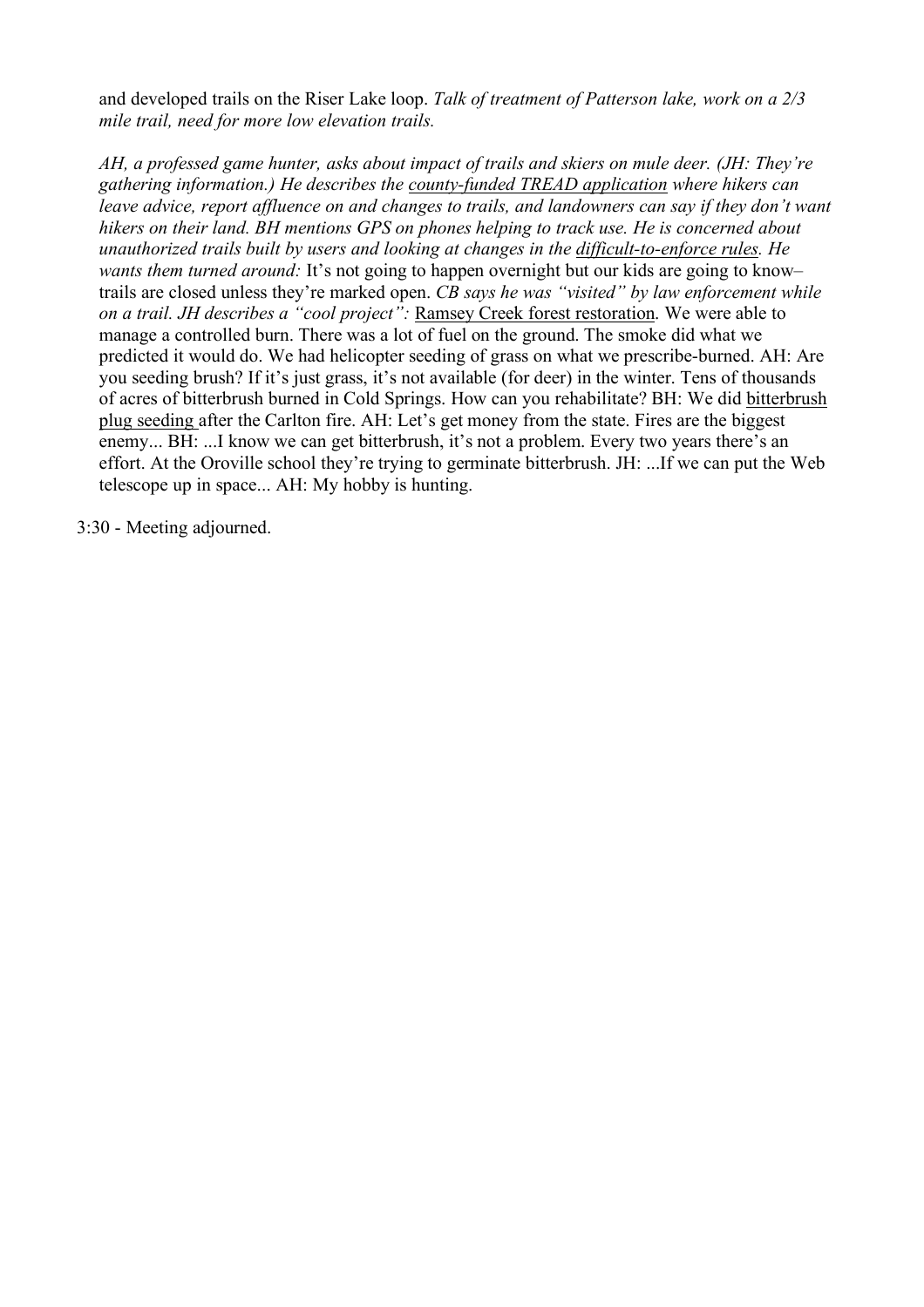and developed trails on the Riser Lake loop. *Talk of treatment of Patterson lake, work on a 2/3 mile trail, need for more low elevation trails.*

*AH, a professed game hunter, asks about impact of trails and skiers on mule deer. (JH: They're gathering information.) He describes the <u>county-funded TREAD application</u> where hikers can leave advice, report affluence on and changes to trails, and landowners can say if they don't want hikers on their land. BH mentions GPS on phones helping to track use. He is concerned about unauthorized trails built by users and looking at changes in the <u>difficult-to-enforce rules</u>. He wants them turned around:* It's not going to happen overnight but our kids are going to know– trails are closed unless they're marked open. *CB says he was "visited" by law enforcement while on a trail. JH describes a "cool project":* <u>Ramsey Creek forest restoration</u>. We were able to manage a controlled burn. There was a lot of fuel on the ground. The smoke did what we predicted it would do. We had helicopter seeding of grass on what we prescribe-burned. AH: Are you seeding brush? If it's just grass, it's not available (for deer) in the winter. Tens of thousands of acres of bitterbrush burned in Cold Springs. How can you rehabilitate? BH: We did <u>bitterbrush plug seeding</u> after the Carlton fire. AH: Let's get money from the state. Fires are the biggest enemy... BH: ...I know we can get bitterbrush, it's not a problem. Every two years there's an effort. At the Oroville school they're trying to germinate bitterbrush. JH: ...If we can put the Web telescope up in space... AH: My hobby is hunting.

3:30 - Meeting adjourned.